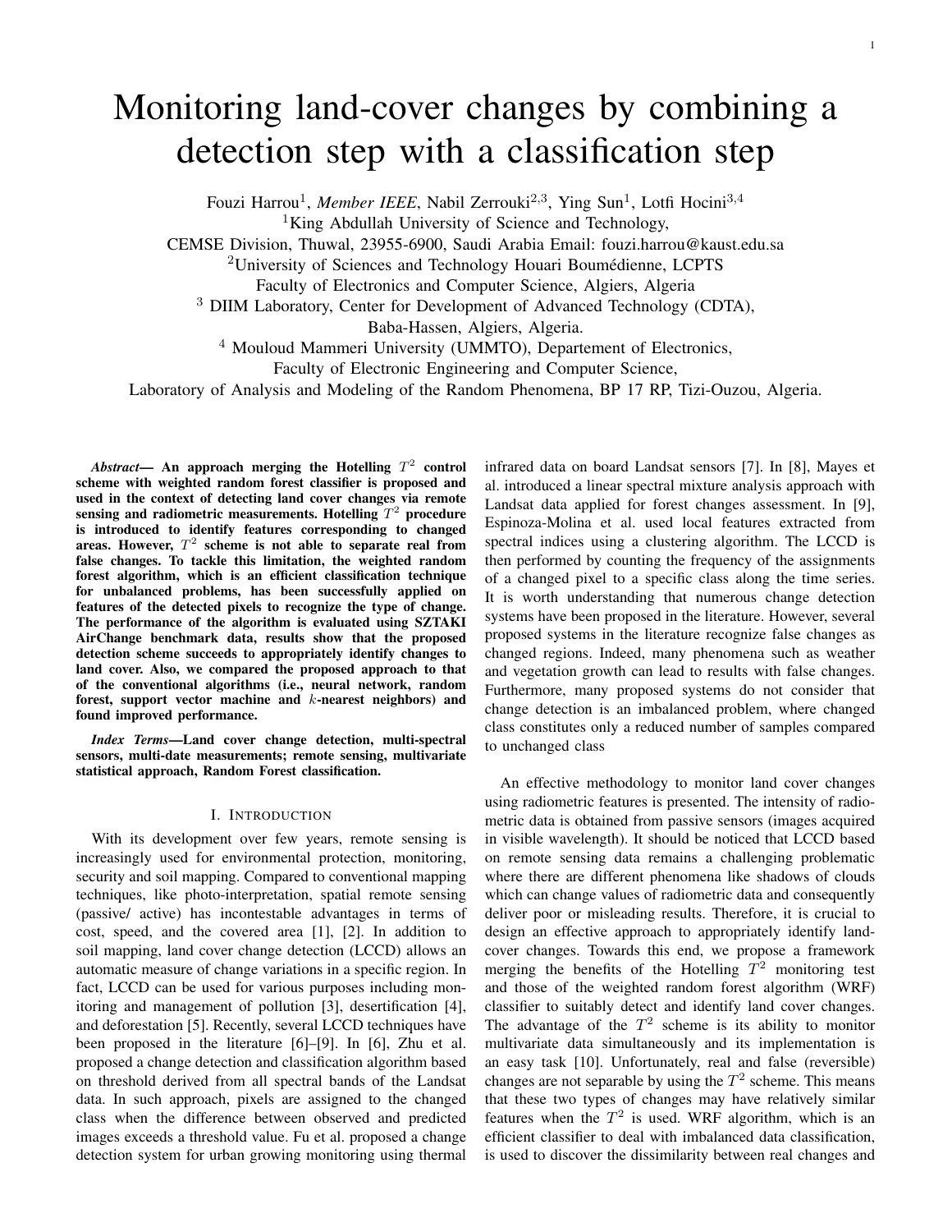# Monitoring land-cover changes by combining a detection step with a classification step

Fouzi Harrou[1], *Member IEEE*, Nabil Zerrouki[2,3], Ying Sun[1], Lotfi Hocini[3,4]

[1]King Abdullah University of Science and Technology, CEMSE Division, Thuwal, 23955-6900, Saudi Arabia Email: fouzi.harrou@kaust.edu.sa

[2]University of Sciences and Technology Houari Boumédienne, LCPTS Faculty of Electronics and Computer Science, Algiers, Algeria

[3] DIIM Laboratory, Center for Development of Advanced Technology (CDTA), Baba-Hassen, Algiers, Algeria.

[4] Mouloud Mammeri University (UMMTO), Departement of Electronics, Faculty of Electronic Engineering and Computer Science, Laboratory of Analysis and Modeling of the Random Phenomena, BP 17 RP, Tizi-Ouzou, Algeria.

***Abstract*— An approach merging the Hotelling $T^2$ control scheme with weighted random forest classifier is proposed and used in the context of detecting land cover changes via remote sensing and radiometric measurements. Hotelling $T^2$ procedure is introduced to identify features corresponding to changed areas. However, $T^2$ scheme is not able to separate real from false changes. To tackle this limitation, the weighted random forest algorithm, which is an efficient classification technique for unbalanced problems, has been successfully applied on features of the detected pixels to recognize the type of change. The performance of the algorithm is evaluated using SZTAKI AirChange benchmark data, results show that the proposed detection scheme succeeds to appropriately identify changes to land cover. Also, we compared the proposed approach to that of the conventional algorithms (i.e., neural network, random forest, support vector machine and $k$-nearest neighbors) and found improved performance.**

***Index Terms*—Land cover change detection, multi-spectral sensors, multi-date measurements; remote sensing, multivariate statistical approach, Random Forest classification.**

## I. Introduction

With its development over few years, remote sensing is increasingly used for environmental protection, monitoring, security and soil mapping. Compared to conventional mapping techniques, like photo-interpretation, spatial remote sensing (passive/ active) has incontestable advantages in terms of cost, speed, and the covered area [1], [2]. In addition to soil mapping, land cover change detection (LCCD) allows an automatic measure of change variations in a specific region. In fact, LCCD can be used for various purposes including monitoring and management of pollution [3], desertification [4], and deforestation [5]. Recently, several LCCD techniques have been proposed in the literature [6]–[9]. In [6], Zhu et al. proposed a change detection and classification algorithm based on threshold derived from all spectral bands of the Landsat data. In such approach, pixels are assigned to the changed class when the difference between observed and predicted images exceeds a threshold value. Fu et al. proposed a change detection system for urban growing monitoring using thermal infrared data on board Landsat sensors [7]. In [8], Mayes et al. introduced a linear spectral mixture analysis approach with Landsat data applied for forest changes assessment. In [9], Espinoza-Molina et al. used local features extracted from spectral indices using a clustering algorithm. The LCCD is then performed by counting the frequency of the assignments of a changed pixel to a specific class along the time series. It is worth understanding that numerous change detection systems have been proposed in the literature. However, several proposed systems in the literature recognize false changes as changed regions. Indeed, many phenomena such as weather and vegetation growth can lead to results with false changes. Furthermore, many proposed systems do not consider that change detection is an imbalanced problem, where changed class constitutes only a reduced number of samples compared to unchanged class

An effective methodology to monitor land cover changes using radiometric features is presented. The intensity of radiometric data is obtained from passive sensors (images acquired in visible wavelength). It should be noticed that LCCD based on remote sensing data remains a challenging problematic where there are different phenomena like shadows of clouds which can change values of radiometric data and consequently deliver poor or misleading results. Therefore, it is crucial to design an effective approach to appropriately identify land-cover changes. Towards this end, we propose a framework merging the benefits of the Hotelling $T^2$ monitoring test and those of the weighted random forest algorithm (WRF) classifier to suitably detect and identify land cover changes. The advantage of the $T^2$ scheme is its ability to monitor multivariate data simultaneously and its implementation is an easy task [10]. Unfortunately, real and false (reversible) changes are not separable by using the $T^2$ scheme. This means that these two types of changes may have relatively similar features when the $T^2$ is used. WRF algorithm, which is an efficient classifier to deal with imbalanced data classification, is used to discover the dissimilarity between real changes and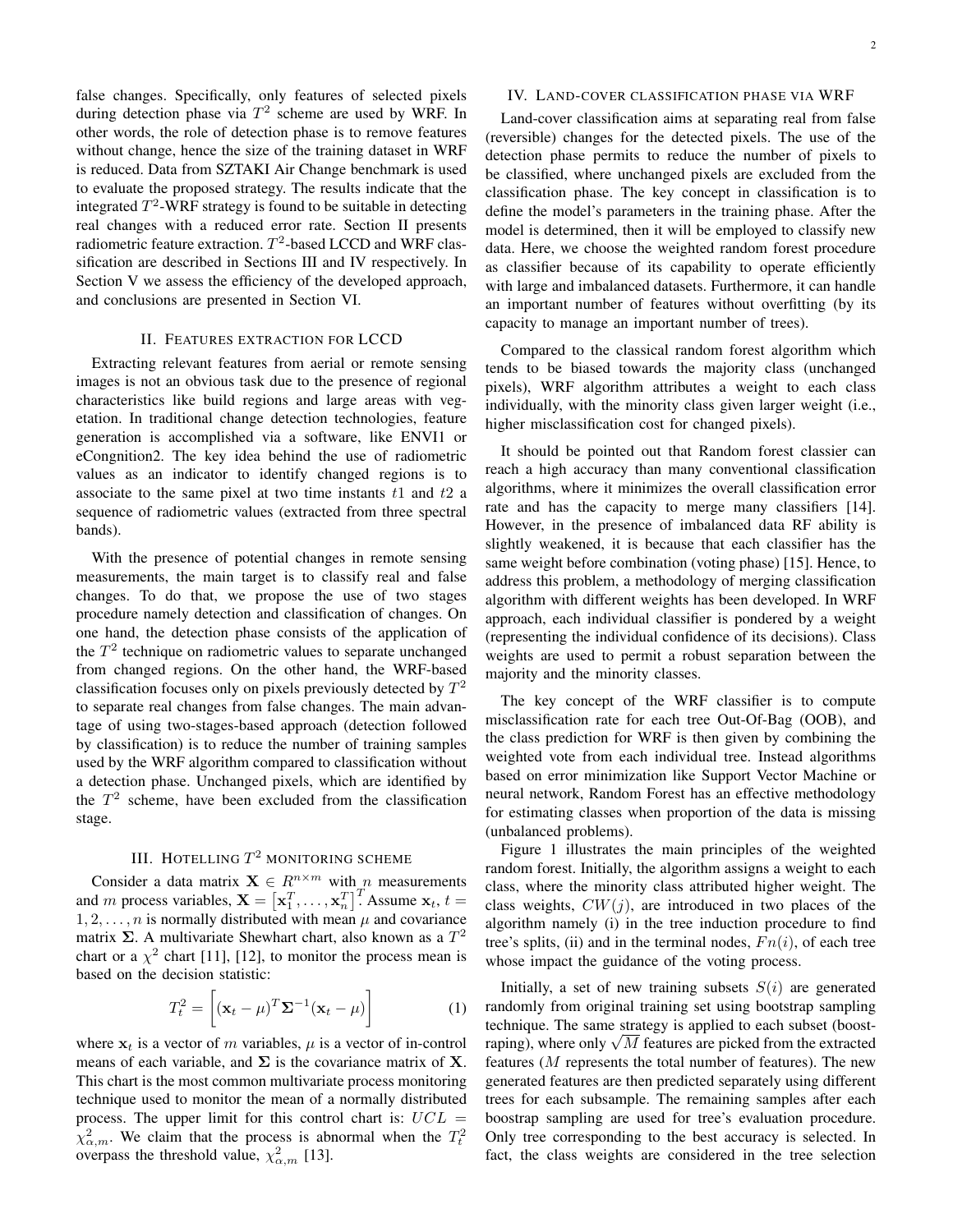false changes. Specifically, only features of selected pixels during detection phase via $T^2$ scheme are used by WRF. In other words, the role of detection phase is to remove features without change, hence the size of the training dataset in WRF is reduced. Data from SZTAKI Air Change benchmark is used to evaluate the proposed strategy. The results indicate that the integrated $T^2$-WRF strategy is found to be suitable in detecting real changes with a reduced error rate. Section II presents radiometric feature extraction. $T^2$-based LCCD and WRF classification are described in Sections III and IV respectively. In Section V we assess the efficiency of the developed approach, and conclusions are presented in Section VI.

## II. Features extraction for LCCD

Extracting relevant features from aerial or remote sensing images is not an obvious task due to the presence of regional characteristics like build regions and large areas with vegetation. In traditional change detection technologies, feature generation is accomplished via a software, like ENVI1 or eCongnition2. The key idea behind the use of radiometric values as an indicator to identify changed regions is to associate to the same pixel at two time instants $t1$ and $t2$ a sequence of radiometric values (extracted from three spectral bands).

With the presence of potential changes in remote sensing measurements, the main target is to classify real and false changes. To do that, we propose the use of two stages procedure namely detection and classification of changes. On one hand, the detection phase consists of the application of the $T^2$ technique on radiometric values to separate unchanged from changed regions. On the other hand, the WRF-based classification focuses only on pixels previously detected by $T^2$ to separate real changes from false changes. The main advantage of using two-stages-based approach (detection followed by classification) is to reduce the number of training samples used by the WRF algorithm compared to classification without a detection phase. Unchanged pixels, which are identified by the $T^2$ scheme, have been excluded from the classification stage.

## III. Hotelling $T^2$ monitoring scheme

Consider a data matrix $\mathbf{X} \in R^{n \times m}$ with $n$ measurements and $m$ process variables, $\mathbf{X} = \left[\mathbf{x}_1^T, \ldots, \mathbf{x}_n^T\right]^T$. Assume $\mathbf{x}_t$, $t = 1, 2, \ldots, n$ is normally distributed with mean $\mu$ and covariance matrix $\mathbf{\Sigma}$. A multivariate Shewhart chart, also known as a $T^2$ chart or a $\chi^2$ chart [11], [12], to monitor the process mean is based on the decision statistic:

$$T_t^2 = \left[(\mathbf{x}_t - \mu)^T \mathbf{\Sigma}^{-1} (\mathbf{x}_t - \mu)\right] \tag{1}$$

where $\mathbf{x}_t$ is a vector of $m$ variables, $\mu$ is a vector of in-control means of each variable, and $\mathbf{\Sigma}$ is the covariance matrix of $\mathbf{X}$. This chart is the most common multivariate process monitoring technique used to monitor the mean of a normally distributed process. The upper limit for this control chart is: $UCL = \chi^2_{\alpha,m}$. We claim that the process is abnormal when the $T_t^2$ overpass the threshold value, $\chi^2_{\alpha,m}$ [13].

## IV. Land-cover classification phase via WRF

Land-cover classification aims at separating real from false (reversible) changes for the detected pixels. The use of the detection phase permits to reduce the number of pixels to be classified, where unchanged pixels are excluded from the classification phase. The key concept in classification is to define the model's parameters in the training phase. After the model is determined, then it will be employed to classify new data. Here, we choose the weighted random forest procedure as classifier because of its capability to operate efficiently with large and imbalanced datasets. Furthermore, it can handle an important number of features without overfitting (by its capacity to manage an important number of trees).

Compared to the classical random forest algorithm which tends to be biased towards the majority class (unchanged pixels), WRF algorithm attributes a weight to each class individually, with the minority class given larger weight (i.e., higher misclassification cost for changed pixels).

It should be pointed out that Random forest classier can reach a high accuracy than many conventional classification algorithms, where it minimizes the overall classification error rate and has the capacity to merge many classifiers [14]. However, in the presence of imbalanced data RF ability is slightly weakened, it is because that each classifier has the same weight before combination (voting phase) [15]. Hence, to address this problem, a methodology of merging classification algorithm with different weights has been developed. In WRF approach, each individual classifier is pondered by a weight (representing the individual confidence of its decisions). Class weights are used to permit a robust separation between the majority and the minority classes.

The key concept of the WRF classifier is to compute misclassification rate for each tree Out-Of-Bag (OOB), and the class prediction for WRF is then given by combining the weighted vote from each individual tree. Instead algorithms based on error minimization like Support Vector Machine or neural network, Random Forest has an effective methodology for estimating classes when proportion of the data is missing (unbalanced problems).

Figure 1 illustrates the main principles of the weighted random forest. Initially, the algorithm assigns a weight to each class, where the minority class attributed higher weight. The class weights, $CW(j)$, are introduced in two places of the algorithm namely (i) in the tree induction procedure to find tree's splits, (ii) and in the terminal nodes, $Fn(i)$, of each tree whose impact the guidance of the voting process.

Initially, a set of new training subsets $S(i)$ are generated randomly from original training set using bootstrap sampling technique. The same strategy is applied to each subset (boostraping), where only $\sqrt{M}$ features are picked from the extracted features ($M$ represents the total number of features). The new generated features are then predicted separately using different trees for each subsample. The remaining samples after each boostrap sampling are used for tree's evaluation procedure. Only tree corresponding to the best accuracy is selected. In fact, the class weights are considered in the tree selection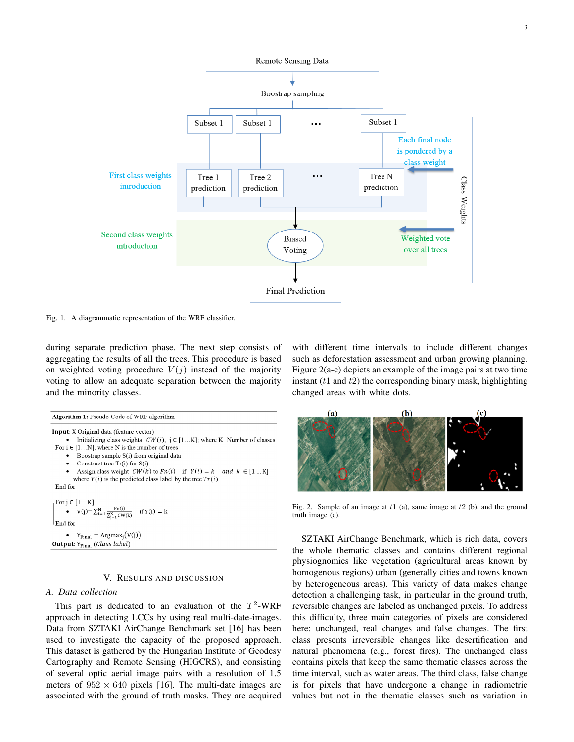Fig. 1. A diagrammatic representation of the WRF classifier.

during separate prediction phase. The next step consists of aggregating the results of all the trees. This procedure is based on weighted voting procedure $V(j)$ instead of the majority voting to allow an adequate separation between the majority and the minority classes.

**Algorithm 1:** Pseudo-Code of WRF algorithm

**Input**: X Original data (feature vector)

- Initializing class weights $CW(j)$, j ∈ [1…K]; where K=Number of classes

For i ∈ [1…N], where N is the number of trees

- Boostrap sample S(i) from original data
- Construct tree Tr(i) for S(i)
- Assign class weight $CW(k)$ to $Fn(i)$ if $Y(i) = k$ and $k \in [1 \ldots K]$ where $Y(i)$ is the predicted class label by the tree $Tr(i)$

End for

For j ∈ [1…K]

- $V(j) = \sum_{i=1}^{N} \frac{Fn(i)}{\sum_{j=1}^{K} CW(k)}$ if Y(i) = k

End for

- $Y_{Final} = \text{Argmax}_j(V(j))$

**Output**: $Y_{Final}$ (*Class label*)

## V. Results and discussion

### A. Data collection

This part is dedicated to an evaluation of the $T^2$-WRF approach in detecting LCCs by using real multi-date-images. Data from SZTAKI AirChange Benchmark set [16] has been used to investigate the capacity of the proposed approach. This dataset is gathered by the Hungarian Institute of Geodesy Cartography and Remote Sensing (HIGCRS), and consisting of several optic aerial image pairs with a resolution of 1.5 meters of 952 × 640 pixels [16]. The multi-date images are associated with the ground of truth masks. They are acquired with different time intervals to include different changes such as deforestation assessment and urban growing planning. Figure 2(a-c) depicts an example of the image pairs at two time instant ($t1$ and $t2$) the corresponding binary mask, highlighting changed areas with white dots.

Fig. 2. Sample of an image at $t1$ (a), same image at $t2$ (b), and the ground truth image (c).

SZTAKI AirChange Benchmark, which is rich data, covers the whole thematic classes and contains different regional physiognomies like vegetation (agricultural areas known by homogenous regions) urban (generally cities and towns known by heterogeneous areas). This variety of data makes change detection a challenging task, in particular in the ground truth, reversible changes are labeled as unchanged pixels. To address this difficulty, three main categories of pixels are considered here: unchanged, real changes and false changes. The first class presents irreversible changes like desertification and natural phenomena (e.g., forest fires). The unchanged class contains pixels that keep the same thematic classes across the time interval, such as water areas. The third class, false change is for pixels that have undergone a change in radiometric values but not in the thematic classes such as variation in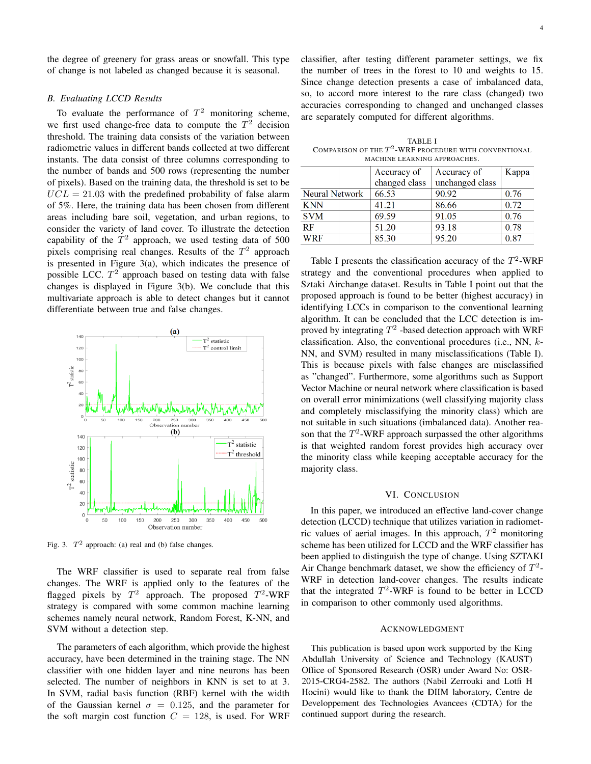the degree of greenery for grass areas or snowfall. This type of change is not labeled as changed because it is seasonal.

### B. Evaluating LCCD Results

To evaluate the performance of $T^2$ monitoring scheme, we first used change-free data to compute the $T^2$ decision threshold. The training data consists of the variation between radiometric values in different bands collected at two different instants. The data consist of three columns corresponding to the number of bands and 500 rows (representing the number of pixels). Based on the training data, the threshold is set to be $UCL = 21.03$ with the predefined probability of false alarm of 5%. Here, the training data has been chosen from different areas including bare soil, vegetation, and urban regions, to consider the variety of land cover. To illustrate the detection capability of the $T^2$ approach, we used testing data of 500 pixels comprising real changes. Results of the $T^2$ approach is presented in Figure 3(a), which indicates the presence of possible LCC. $T^2$ approach based on testing data with false changes is displayed in Figure 3(b). We conclude that this multivariate approach is able to detect changes but it cannot differentiate between true and false changes.

Fig. 3. $T^2$ approach: (a) real and (b) false changes.

The WRF classifier is used to separate real from false changes. The WRF is applied only to the features of the flagged pixels by $T^2$ approach. The proposed $T^2$-WRF strategy is compared with some common machine learning schemes namely neural network, Random Forest, K-NN, and SVM without a detection step.

The parameters of each algorithm, which provide the highest accuracy, have been determined in the training stage. The NN classifier with one hidden layer and nine neurons has been selected. The number of neighbors in KNN is set to at 3. In SVM, radial basis function (RBF) kernel with the width of the Gaussian kernel $\sigma = 0.125$, and the parameter for the soft margin cost function $C = 128$, is used. For WRF classifier, after testing different parameter settings, we fix the number of trees in the forest to 10 and weights to 15. Since change detection presents a case of imbalanced data, so, to accord more interest to the rare class (changed) two accuracies corresponding to changed and unchanged classes are separately computed for different algorithms.

TABLE I
COMPARISON OF THE $T^2$-WRF PROCEDURE WITH CONVENTIONAL MACHINE LEARNING APPROACHES.

| | Accuracy of changed class | Accuracy of unchanged class | Kappa |
|---|---|---|---|
| Neural Network | 66.53 | 90.92 | 0.76 |
| KNN | 41.21 | 86.66 | 0.72 |
| SVM | 69.59 | 91.05 | 0.76 |
| RF | 51.20 | 93.18 | 0.78 |
| WRF | 85.30 | 95.20 | 0.87 |

Table I presents the classification accuracy of the $T^2$-WRF strategy and the conventional procedures when applied to Sztaki Airchange dataset. Results in Table I point out that the proposed approach is found to be better (highest accuracy) in identifying LCCs in comparison to the conventional learning algorithm. It can be concluded that the LCC detection is improved by integrating $T^2$ -based detection approach with WRF classification. Also, the conventional procedures (i.e., NN, $k$-NN, and SVM) resulted in many misclassifications (Table I). This is because pixels with false changes are misclassified as "changed". Furthermore, some algorithms such as Support Vector Machine or neural network where classification is based on overall error minimizations (well classifying majority class and completely misclassifying the minority class) which are not suitable in such situations (imbalanced data). Another reason that the $T^2$-WRF approach surpassed the other algorithms is that weighted random forest provides high accuracy over the minority class while keeping acceptable accuracy for the majority class.

## VI. Conclusion

In this paper, we introduced an effective land-cover change detection (LCCD) technique that utilizes variation in radiometric values of aerial images. In this approach, $T^2$ monitoring scheme has been utilized for LCCD and the WRF classifier has been applied to distinguish the type of change. Using SZTAKI Air Change benchmark dataset, we show the efficiency of $T^2$-WRF in detection land-cover changes. The results indicate that the integrated $T^2$-WRF is found to be better in LCCD in comparison to other commonly used algorithms.

## Acknowledgment

This publication is based upon work supported by the King Abdullah University of Science and Technology (KAUST) Office of Sponsored Research (OSR) under Award No: OSR-2015-CRG4-2582. The authors (Nabil Zerrouki and Lotfi H Hocini) would like to thank the DIIM laboratory, Centre de Developpement des Technologies Avancees (CDTA) for the continued support during the research.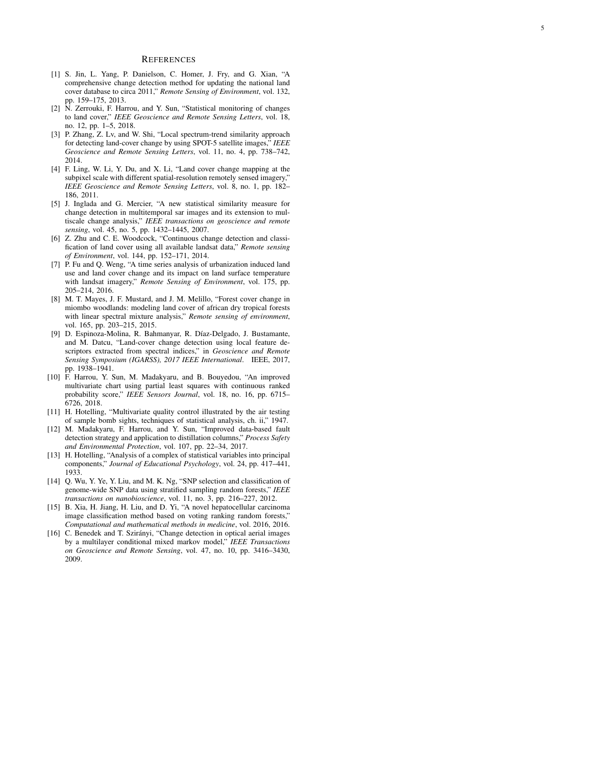## REFERENCES

[1] S. Jin, L. Yang, P. Danielson, C. Homer, J. Fry, and G. Xian, "A comprehensive change detection method for updating the national land cover database to circa 2011," *Remote Sensing of Environment*, vol. 132, pp. 159–175, 2013.

[2] N. Zerrouki, F. Harrou, and Y. Sun, "Statistical monitoring of changes to land cover," *IEEE Geoscience and Remote Sensing Letters*, vol. 18, no. 12, pp. 1–5, 2018.

[3] P. Zhang, Z. Lv, and W. Shi, "Local spectrum-trend similarity approach for detecting land-cover change by using SPOT-5 satellite images," *IEEE Geoscience and Remote Sensing Letters*, vol. 11, no. 4, pp. 738–742, 2014.

[4] F. Ling, W. Li, Y. Du, and X. Li, "Land cover change mapping at the subpixel scale with different spatial-resolution remotely sensed imagery," *IEEE Geoscience and Remote Sensing Letters*, vol. 8, no. 1, pp. 182–186, 2011.

[5] J. Inglada and G. Mercier, "A new statistical similarity measure for change detection in multitemporal sar images and its extension to multiscale change analysis," *IEEE transactions on geoscience and remote sensing*, vol. 45, no. 5, pp. 1432–1445, 2007.

[6] Z. Zhu and C. E. Woodcock, "Continuous change detection and classification of land cover using all available landsat data," *Remote sensing of Environment*, vol. 144, pp. 152–171, 2014.

[7] P. Fu and Q. Weng, "A time series analysis of urbanization induced land use and land cover change and its impact on land surface temperature with landsat imagery," *Remote Sensing of Environment*, vol. 175, pp. 205–214, 2016.

[8] M. T. Mayes, J. F. Mustard, and J. M. Melillo, "Forest cover change in miombo woodlands: modeling land cover of african dry tropical forests with linear spectral mixture analysis," *Remote sensing of environment*, vol. 165, pp. 203–215, 2015.

[9] D. Espinoza-Molina, R. Bahmanyar, R. Díaz-Delgado, J. Bustamante, and M. Datcu, "Land-cover change detection using local feature descriptors extracted from spectral indices," in *Geoscience and Remote Sensing Symposium (IGARSS), 2017 IEEE International*. IEEE, 2017, pp. 1938–1941.

[10] F. Harrou, Y. Sun, M. Madakyaru, and B. Bouyedou, "An improved multivariate chart using partial least squares with continuous ranked probability score," *IEEE Sensors Journal*, vol. 18, no. 16, pp. 6715–6726, 2018.

[11] H. Hotelling, "Multivariate quality control illustrated by the air testing of sample bomb sights, techniques of statistical analysis, ch. ii," 1947.

[12] M. Madakyaru, F. Harrou, and Y. Sun, "Improved data-based fault detection strategy and application to distillation columns," *Process Safety and Environmental Protection*, vol. 107, pp. 22–34, 2017.

[13] H. Hotelling, "Analysis of a complex of statistical variables into principal components," *Journal of Educational Psychology*, vol. 24, pp. 417–441, 1933.

[14] Q. Wu, Y. Ye, Y. Liu, and M. K. Ng, "SNP selection and classification of genome-wide SNP data using stratified sampling random forests," *IEEE transactions on nanobioscience*, vol. 11, no. 3, pp. 216–227, 2012.

[15] B. Xia, H. Jiang, H. Liu, and D. Yi, "A novel hepatocellular carcinoma image classification method based on voting ranking random forests," *Computational and mathematical methods in medicine*, vol. 2016, 2016.

[16] C. Benedek and T. Szirányi, "Change detection in optical aerial images by a multilayer conditional mixed markov model," *IEEE Transactions on Geoscience and Remote Sensing*, vol. 47, no. 10, pp. 3416–3430, 2009.